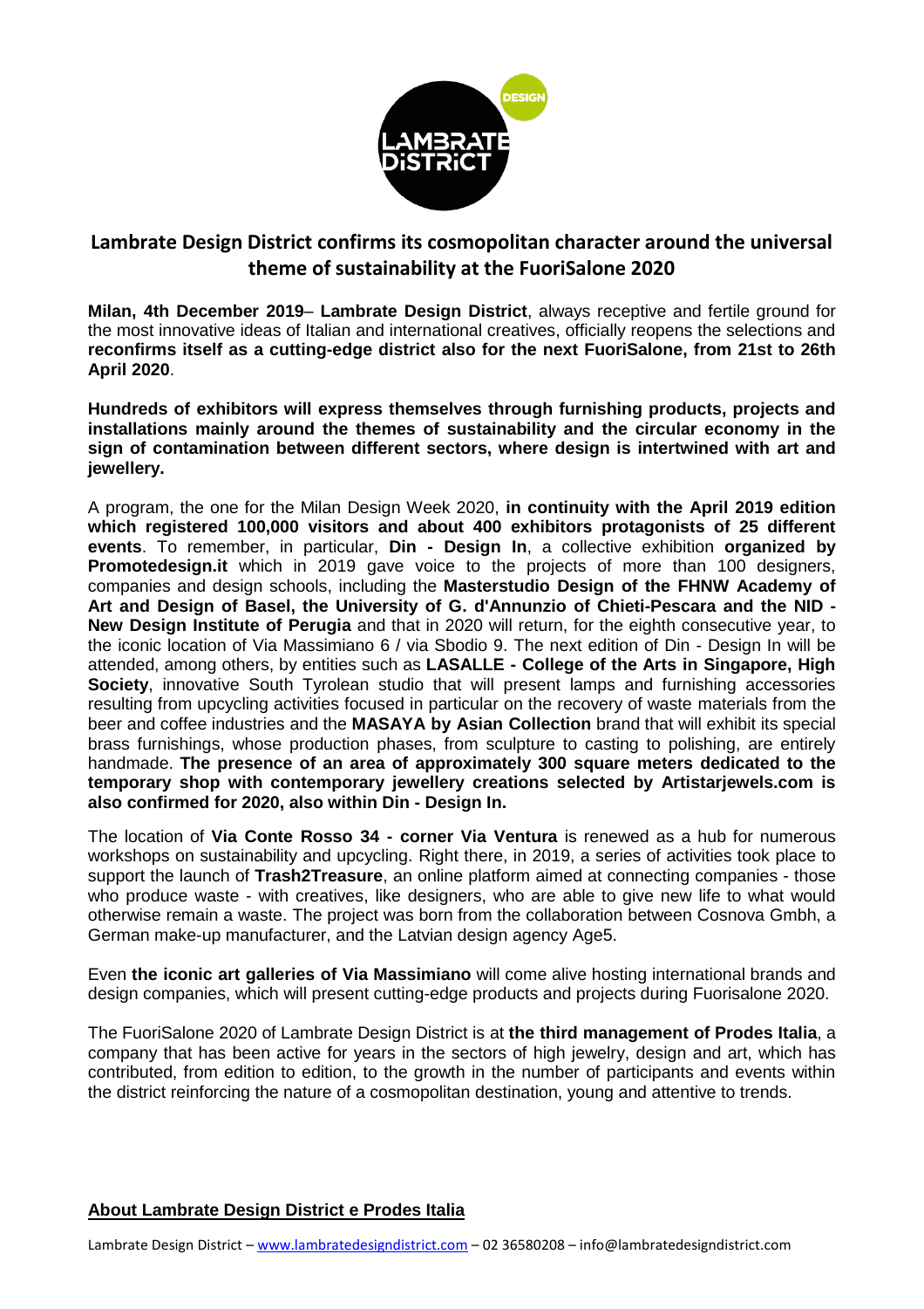# Lambrate Design District confirms its cosmopolitan character around the universal theme of sustainability at the FuoriSalone 2020

**Milan, 4th December 2019**– **Lambrate Design District**, always receptive and fertile ground for the most innovative ideas of Italian and international creatives, officially reopens the selections and **reconfirms itself as a cutting-edge district also for the next FuoriSalone, from 21st to 26th April 2020**.

**Hundreds of exhibitors will express themselves through furnishing products, projects and installations mainly around the themes of sustainability and the circular economy in the sign of contamination between different sectors, where design is intertwined with art and jewellery.**

A program, the one for the Milan Design Week 2020, **in continuity with the April 2019 edition which registered 100,000 visitors and about 400 exhibitors protagonists of 25 different events**. To remember, in particular, **Din - Design In**, a collective exhibition **organized by Promotedesign.it** which in 2019 gave voice to the projects of more than 100 designers, companies and design schools, including the **Masterstudio Design of the FHNW Academy of Art and Design of Basel, the University of G. d'Annunzio of Chieti-Pescara and the NID - New Design Institute of Perugia** and that in 2020 will return, for the eighth consecutive year, to the iconic location of Via Massimiano 6 / via Sbodio 9. The next edition of Din - Design In will be attended, among others, by entities such as **LASALLE - College of the Arts in Singapore, High Society**, innovative South Tyrolean studio that will present lamps and furnishing accessories resulting from upcycling activities focused in particular on the recovery of waste materials from the beer and coffee industries and the **MASAYA by Asian Collection** brand that will exhibit its special brass furnishings, whose production phases, from sculpture to casting to polishing, are entirely handmade. **The presence of an area of approximately 300 square meters dedicated to the temporary shop with contemporary jewellery creations selected by Artistarjewels.com is also confirmed for 2020, also within Din - Design In.**

The location of **Via Conte Rosso 34 - corner Via Ventura** is renewed as a hub for numerous workshops on sustainability and upcycling. Right there, in 2019, a series of activities took place to support the launch of **Trash2Treasure**, an online platform aimed at connecting companies - those who produce waste - with creatives, like designers, who are able to give new life to what would otherwise remain a waste. The project was born from the collaboration between Cosnova Gmbh, a German make-up manufacturer, and the Latvian design agency Age5.

Even **the iconic art galleries of Via Massimiano** will come alive hosting international brands and design companies, which will present cutting-edge products and projects during Fuorisalone 2020.

The FuoriSalone 2020 of Lambrate Design District is at **the third management of Prodes Italia**, a company that has been active for years in the sectors of high jewelry, design and art, which has contributed, from edition to edition, to the growth in the number of participants and events within the district reinforcing the nature of a cosmopolitan destination, young and attentive to trends.

**About Lambrate Design District e Prodes Italia**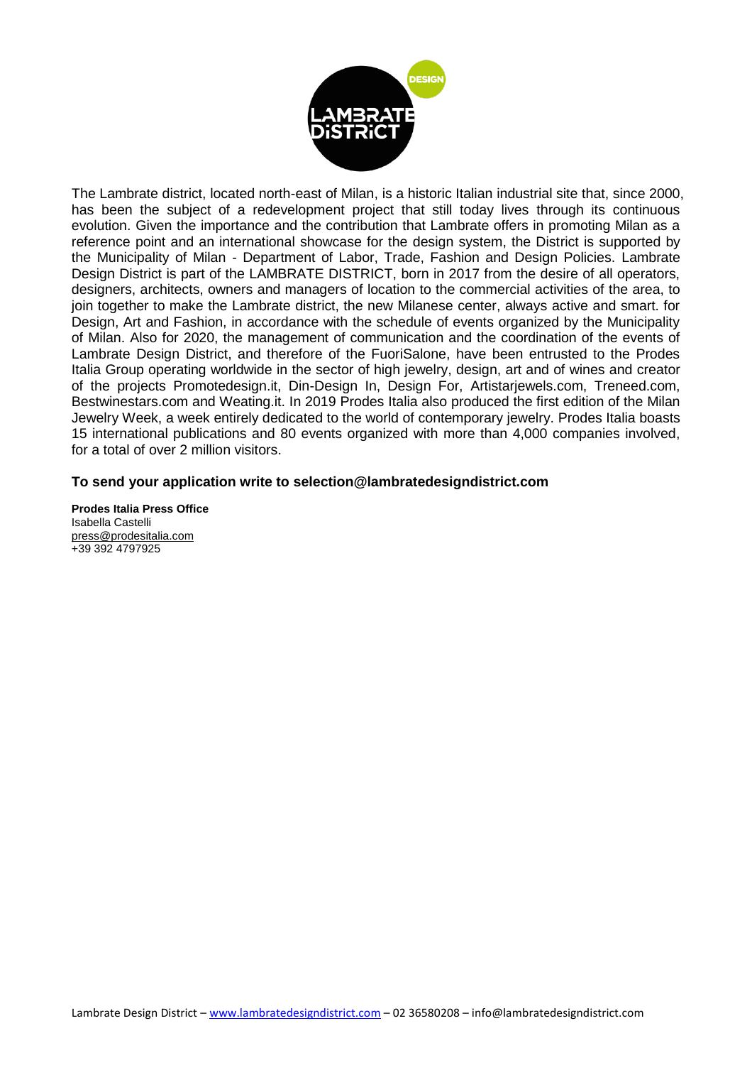The Lambrate district, located north-east of Milan, is a historic Italian industrial site that, since 2000, has been the subject of a redevelopment project that still today lives through its continuous evolution. Given the importance and the contribution that Lambrate offers in promoting Milan as a reference point and an international showcase for the design system, the District is supported by the Municipality of Milan - Department of Labor, Trade, Fashion and Design Policies. Lambrate Design District is part of the LAMBRATE DISTRICT, born in 2017 from the desire of all operators, designers, architects, owners and managers of location to the commercial activities of the area, to join together to make the Lambrate district, the new Milanese center, always active and smart. for Design, Art and Fashion, in accordance with the schedule of events organized by the Municipality of Milan. Also for 2020, the management of communication and the coordination of the events of Lambrate Design District, and therefore of the FuoriSalone, have been entrusted to the Prodes Italia Group operating worldwide in the sector of high jewelry, design, art and of wines and creator of the projects Promotedesign.it, Din-Design In, Design For, Artistarjewels.com, Treneed.com, Bestwinestars.com and Weating.it. In 2019 Prodes Italia also produced the first edition of the Milan Jewelry Week, a week entirely dedicated to the world of contemporary jewelry. Prodes Italia boasts 15 international publications and 80 events organized with more than 4,000 companies involved, for a total of over 2 million visitors.

**To send your application write to selection@lambratedesigndistrict.com**

**Prodes Italia Press Office**
Isabella Castelli
press@prodesitalia.com
+39 392 4797925

Lambrate Design District – www.lambratedesigndistrict.com – 02 36580208 – info@lambratedesigndistrict.com